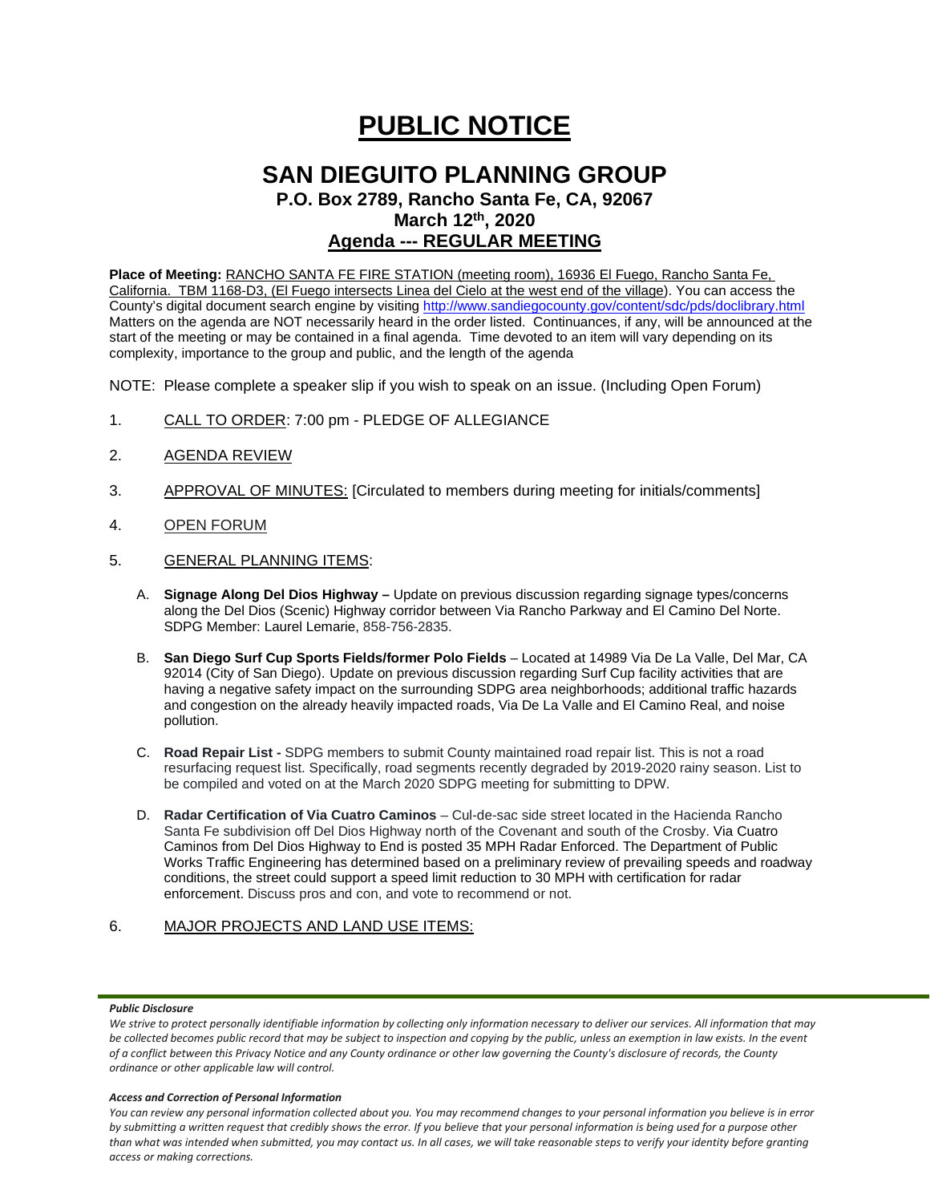# PUBLIC NOTICE

## SAN DIEGUITO PLANNING GROUP

### P.O. Box 2789, Rancho Santa Fe, CA, 92067

### March 12th, 2020

### Agenda --- REGULAR MEETING

**Place of Meeting:** RANCHO SANTA FE FIRE STATION (meeting room), 16936 El Fuego, Rancho Santa Fe, California. TBM 1168-D3, (El Fuego intersects Linea del Cielo at the west end of the village). You can access the County's digital document search engine by visiting http://www.sandiegocounty.gov/content/sdc/pds/doclibrary.html Matters on the agenda are NOT necessarily heard in the order listed. Continuances, if any, will be announced at the start of the meeting or may be contained in a final agenda. Time devoted to an item will vary depending on its complexity, importance to the group and public, and the length of the agenda

NOTE: Please complete a speaker slip if you wish to speak on an issue. (Including Open Forum)

1. CALL TO ORDER: 7:00 pm - PLEDGE OF ALLEGIANCE

2. AGENDA REVIEW

3. APPROVAL OF MINUTES: [Circulated to members during meeting for initials/comments]

4. OPEN FORUM

5. GENERAL PLANNING ITEMS:

   A. **Signage Along Del Dios Highway –** Update on previous discussion regarding signage types/concerns along the Del Dios (Scenic) Highway corridor between Via Rancho Parkway and El Camino Del Norte. SDPG Member: Laurel Lemarie, 858-756-2835.

   B. **San Diego Surf Cup Sports Fields/former Polo Fields** – Located at 14989 Via De La Valle, Del Mar, CA 92014 (City of San Diego). Update on previous discussion regarding Surf Cup facility activities that are having a negative safety impact on the surrounding SDPG area neighborhoods; additional traffic hazards and congestion on the already heavily impacted roads, Via De La Valle and El Camino Real, and noise pollution.

   C. **Road Repair List -** SDPG members to submit County maintained road repair list. This is not a road resurfacing request list. Specifically, road segments recently degraded by 2019-2020 rainy season. List to be compiled and voted on at the March 2020 SDPG meeting for submitting to DPW.

   D. **Radar Certification of Via Cuatro Caminos** – Cul-de-sac side street located in the Hacienda Rancho Santa Fe subdivision off Del Dios Highway north of the Covenant and south of the Crosby. Via Cuatro Caminos from Del Dios Highway to End is posted 35 MPH Radar Enforced. The Department of Public Works Traffic Engineering has determined based on a preliminary review of prevailing speeds and roadway conditions, the street could support a speed limit reduction to 30 MPH with certification for radar enforcement. Discuss pros and con, and vote to recommend or not.

6. MAJOR PROJECTS AND LAND USE ITEMS:

***Public Disclosure***

*We strive to protect personally identifiable information by collecting only information necessary to deliver our services. All information that may be collected becomes public record that may be subject to inspection and copying by the public, unless an exemption in law exists. In the event of a conflict between this Privacy Notice and any County ordinance or other law governing the County's disclosure of records, the County ordinance or other applicable law will control.*

***Access and Correction of Personal Information***

*You can review any personal information collected about you. You may recommend changes to your personal information you believe is in error by submitting a written request that credibly shows the error. If you believe that your personal information is being used for a purpose other than what was intended when submitted, you may contact us. In all cases, we will take reasonable steps to verify your identity before granting access or making corrections.*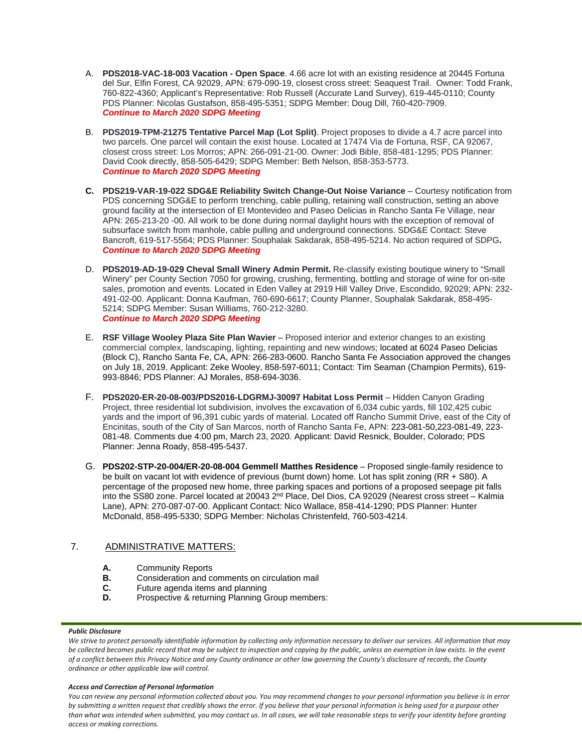A. **PDS2018-VAC-18-003 Vacation - Open Space**. 4.66 acre lot with an existing residence at 20445 Fortuna del Sur, Elfin Forest, CA 92029, APN: 679-090-19, closest cross street: Seaquest Trail. Owner: Todd Frank, 760-822-4360; Applicant's Representative: Rob Russell (Accurate Land Survey), 619-445-0110; County PDS Planner: Nicolas Gustafson, 858-495-5351; SDPG Member: Doug Dill, 760-420-7909.
***Continue to March 2020 SDPG Meeting***

B. **PDS2019-TPM-21275 Tentative Parcel Map (Lot Split)**. Project proposes to divide a 4.7 acre parcel into two parcels. One parcel will contain the exist house. Located at 17474 Via de Fortuna, RSF, CA 92067, closest cross street: Los Morros; APN: 266-091-21-00. Owner: Jodi Bible, 858-481-1295; PDS Planner: David Cook directly, 858-505-6429; SDPG Member: Beth Nelson, 858-353-5773.
***Continue to March 2020 SDPG Meeting***

**C.** **PDS219-VAR-19-022 SDG&E Reliability Switch Change-Out Noise Variance** – Courtesy notification from PDS concerning SDG&E to perform trenching, cable pulling, retaining wall construction, setting an above ground facility at the intersection of El Montevideo and Paseo Delicias in Rancho Santa Fe Village, near APN: 265-213-20 -00. All work to be done during normal daylight hours with the exception of removal of subsurface switch from manhole, cable pulling and underground connections. SDG&E Contact: Steve Bancroft, 619-517-5564; PDS Planner: Souphalak Sakdarak, 858-495-5214. No action required of SDPG**.**
***Continue to March 2020 SDPG Meeting***

D. **PDS2019-AD-19-029 Cheval Small Winery Admin Permit.** Re-classify existing boutique winery to "Small Winery" per County Section 7050 for growing, crushing, fermenting, bottling and storage of wine for on-site sales, promotion and events. Located in Eden Valley at 2919 Hill Valley Drive, Escondido, 92029; APN: 232-491-02-00. Applicant: Donna Kaufman, 760-690-6617; County Planner, Souphalak Sakdarak, 858-495-5214; SDPG Member: Susan Williams, 760-212-3280.
***Continue to March 2020 SDPG Meeting***

E. **RSF Village Wooley Plaza Site Plan Wavier** – Proposed interior and exterior changes to an existing commercial complex, landscaping, lighting, repainting and new windows; located at 6024 Paseo Delicias (Block C), Rancho Santa Fe, CA, APN: 266-283-0600. Rancho Santa Fe Association approved the changes on July 18, 2019. Applicant: Zeke Wooley, 858-597-6011; Contact: Tim Seaman (Champion Permits), 619-993-8846; PDS Planner: AJ Morales, 858-694-3036.

F. **PDS2020-ER-20-08-003/PDS2016-LDGRMJ-30097 Habitat Loss Permit** – Hidden Canyon Grading Project, three residential lot subdivision, involves the excavation of 6,034 cubic yards, fill 102,425 cubic yards and the import of 96,391 cubic yards of material. Located off Rancho Summit Drive, east of the City of Encinitas, south of the City of San Marcos, north of Rancho Santa Fe, APN: 223-081-50,223-081-49, 223-081-48. Comments due 4:00 pm, March 23, 2020. Applicant: David Resnick, Boulder, Colorado; PDS Planner: Jenna Roady, 858-495-5437.

G. **PDS202-STP-20-004/ER-20-08-004 Gemmell Matthes Residence** – Proposed single-family residence to be built on vacant lot with evidence of previous (burnt down) home. Lot has split zoning (RR + S80). A percentage of the proposed new home, three parking spaces and portions of a proposed seepage pit falls into the SS80 zone. Parcel located at 20043 2nd Place, Del Dios, CA 92029 (Nearest cross street – Kalmia Lane), APN: 270-087-07-00. Applicant Contact: Nico Wallace, 858-414-1290; PDS Planner: Hunter McDonald, 858-495-5330; SDPG Member: Nicholas Christenfeld, 760-503-4214.

7. ADMINISTRATIVE MATTERS:

**A.** Community Reports
**B.** Consideration and comments on circulation mail
**C.** Future agenda items and planning
**D.** Prospective & returning Planning Group members:

***Public Disclosure***

*We strive to protect personally identifiable information by collecting only information necessary to deliver our services. All information that may be collected becomes public record that may be subject to inspection and copying by the public, unless an exemption in law exists. In the event of a conflict between this Privacy Notice and any County ordinance or other law governing the County's disclosure of records, the County ordinance or other applicable law will control.*

***Access and Correction of Personal Information***

*You can review any personal information collected about you. You may recommend changes to your personal information you believe is in error by submitting a written request that credibly shows the error. If you believe that your personal information is being used for a purpose other than what was intended when submitted, you may contact us. In all cases, we will take reasonable steps to verify your identity before granting access or making corrections.*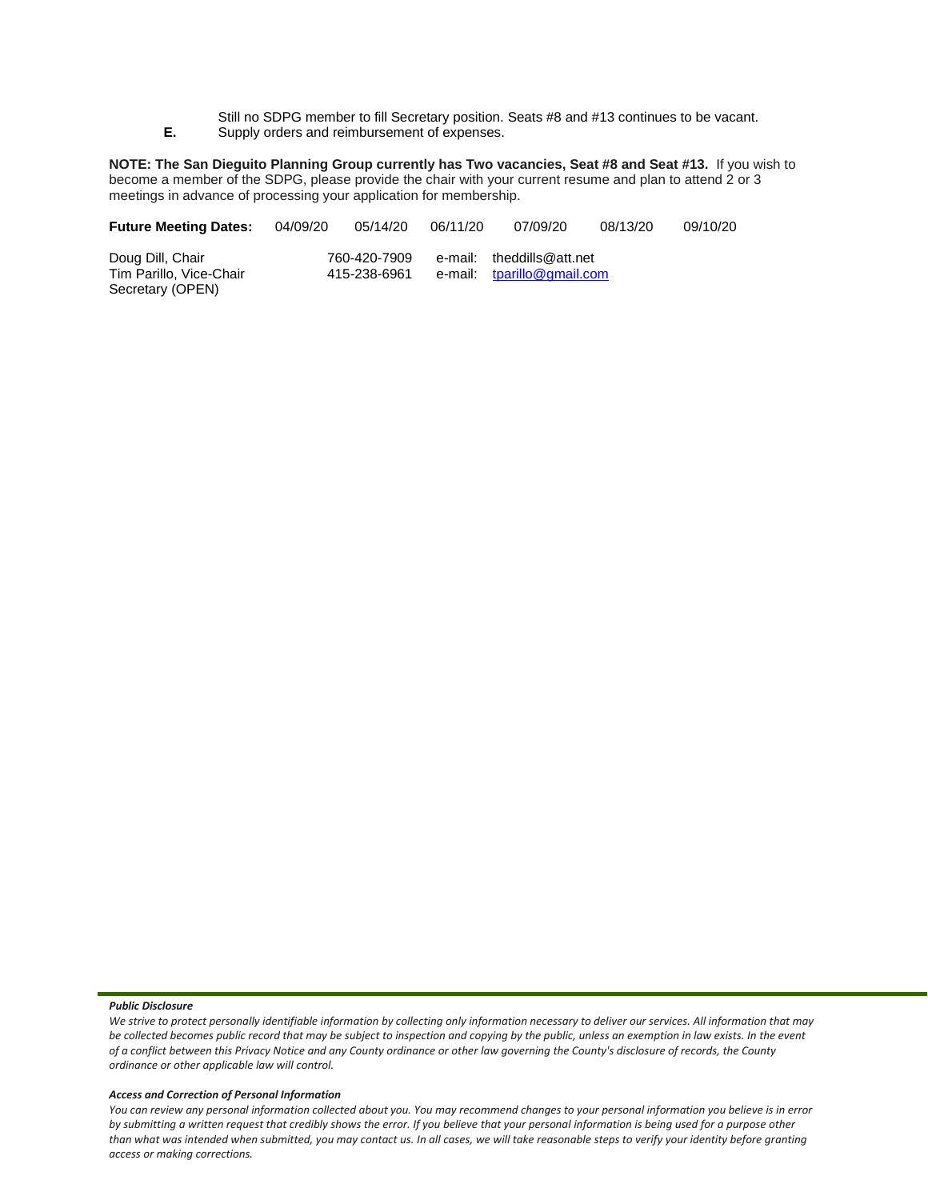Still no SDPG member to fill Secretary position. Seats #8 and #13 continues to be vacant.

**E.** Supply orders and reimbursement of expenses.

**NOTE: The San Dieguito Planning Group currently has Two vacancies, Seat #8 and Seat #13.** If you wish to become a member of the SDPG, please provide the chair with your current resume and plan to attend 2 or 3 meetings in advance of processing your application for membership.

**Future Meeting Dates:** 04/09/20 05/14/20 06/11/20 07/09/20 08/13/20 09/10/20

| | | |
|---|---|---|
| Doug Dill, Chair | 760-420-7909 | e-mail: theddills@att.net |
| Tim Parillo, Vice-Chair | 415-238-6961 | e-mail: tparillo@gmail.com |
| Secretary (OPEN) | | |

***Public Disclosure***

*We strive to protect personally identifiable information by collecting only information necessary to deliver our services. All information that may be collected becomes public record that may be subject to inspection and copying by the public, unless an exemption in law exists. In the event of a conflict between this Privacy Notice and any County ordinance or other law governing the County's disclosure of records, the County ordinance or other applicable law will control.*

***Access and Correction of Personal Information***

*You can review any personal information collected about you. You may recommend changes to your personal information you believe is in error by submitting a written request that credibly shows the error. If you believe that your personal information is being used for a purpose other than what was intended when submitted, you may contact us. In all cases, we will take reasonable steps to verify your identity before granting access or making corrections.*